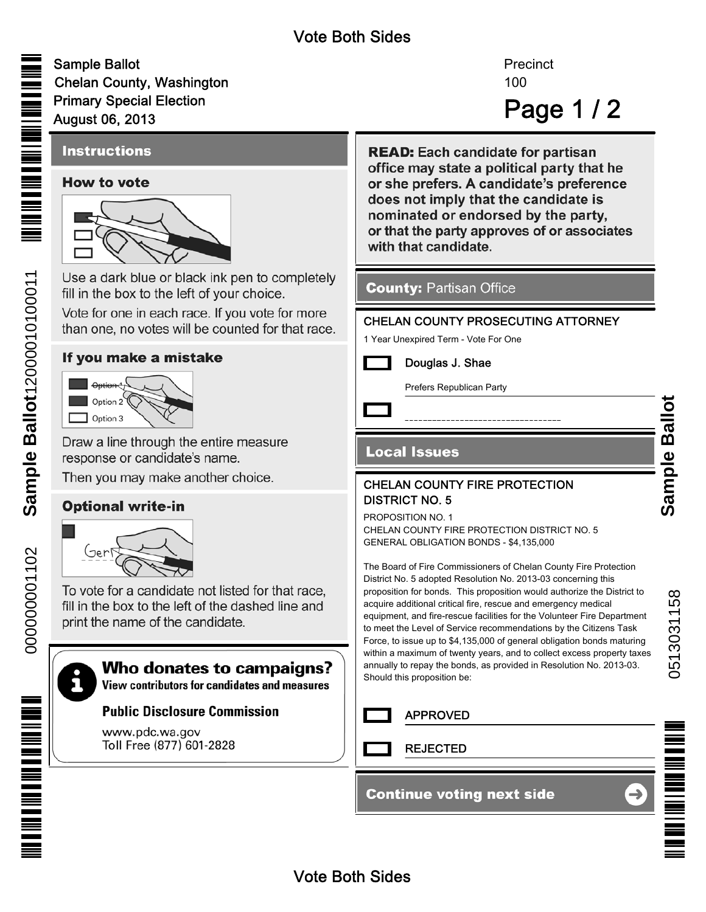Vote Both Sides

Sample Ballot
Chelan County, Washington
Primary Special Election
August 06, 2013

Precinct
100

## Page 1 / 2

## Instructions

### How to vote

Use a dark blue or black ink pen to completely fill in the box to the left of your choice.

Vote for one in each race. If you vote for more than one, no votes will be counted for that race.

### If you make a mistake

Draw a line through the entire measure response or candidate's name.

Then you may make another choice.

### Optional write-in

To vote for a candidate not listed for that race, fill in the box to the left of the dashed line and print the name of the candidate.

### Who donates to campaigns?

View contributors for candidates and measures

**Public Disclosure Commission**

www.pdc.wa.gov
Toll Free (877) 601-2828

**READ:** Each candidate for partisan office may state a political party that he or she prefers. A candidate's preference does not imply that the candidate is nominated or endorsed by the party, or that the party approves of or associates with that candidate.

## County: Partisan Office

### CHELAN COUNTY PROSECUTING ATTORNEY

1 Year Unexpired Term - Vote For One

- [ ] Douglas J. Shae
  Prefers Republican Party
- [ ] ________________________________

## Local Issues

### CHELAN COUNTY FIRE PROTECTION DISTRICT NO. 5

PROPOSITION NO. 1
CHELAN COUNTY FIRE PROTECTION DISTRICT NO. 5
GENERAL OBLIGATION BONDS - $4,135,000

The Board of Fire Commissioners of Chelan County Fire Protection District No. 5 adopted Resolution No. 2013-03 concerning this proposition for bonds. This proposition would authorize the District to acquire additional critical fire, rescue and emergency medical equipment, and fire-rescue facilities for the Volunteer Fire Department to meet the Level of Service recommendations by the Citizens Task Force, to issue up to $4,135,000 of general obligation bonds maturing within a maximum of twenty years, and to collect excess property taxes annually to repay the bonds, as provided in Resolution No. 2013-03. Should this proposition be:

- [ ] APPROVED
- [ ] REJECTED

**Continue voting next side**

Vote Both Sides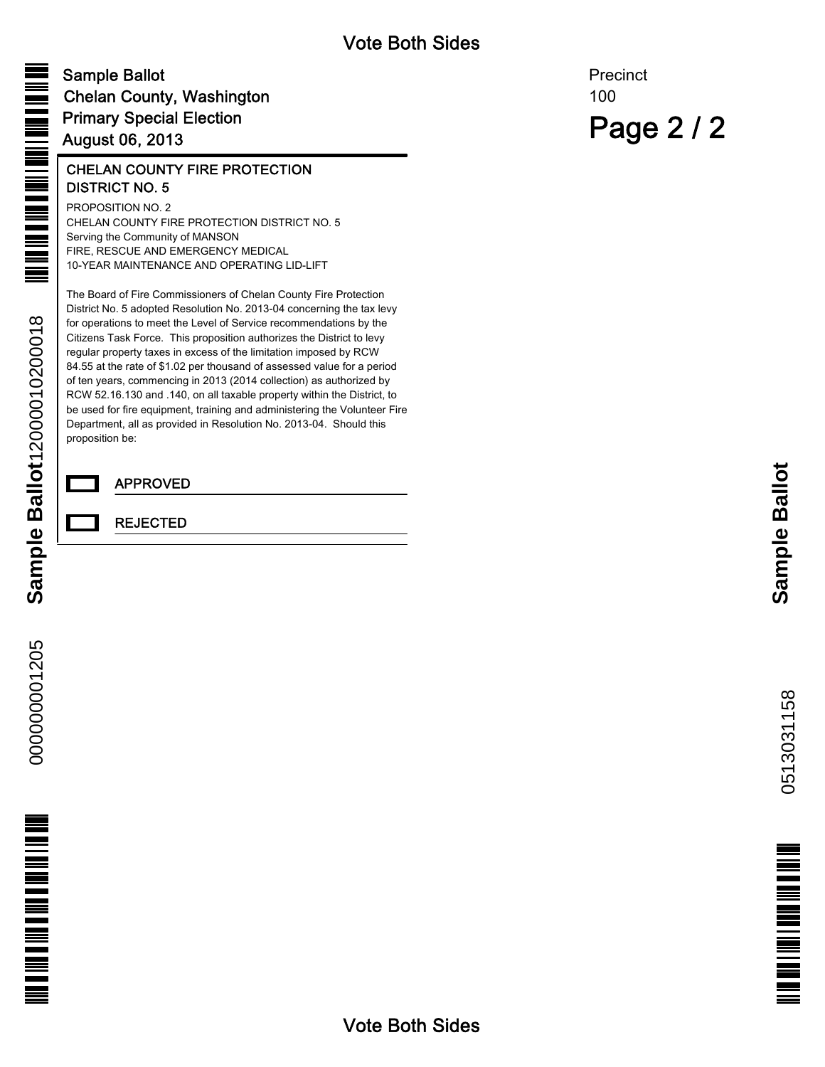Sample Ballot
Chelan County, Washington
Primary Special Election
August 06, 2013

Precinct
100

## CHELAN COUNTY FIRE PROTECTION DISTRICT NO. 5

PROPOSITION NO. 2
CHELAN COUNTY FIRE PROTECTION DISTRICT NO. 5
Serving the Community of MANSON
FIRE, RESCUE AND EMERGENCY MEDICAL
10-YEAR MAINTENANCE AND OPERATING LID-LIFT

The Board of Fire Commissioners of Chelan County Fire Protection District No. 5 adopted Resolution No. 2013-04 concerning the tax levy for operations to meet the Level of Service recommendations by the Citizens Task Force. This proposition authorizes the District to levy regular property taxes in excess of the limitation imposed by RCW 84.55 at the rate of $1.02 per thousand of assessed value for a period of ten years, commencing in 2013 (2014 collection) as authorized by RCW 52.16.130 and .140, on all taxable property within the District, to be used for fire equipment, training and administering the Volunteer Fire Department, all as provided in Resolution No. 2013-04. Should this proposition be:

- [ ] APPROVED
- [ ] REJECTED